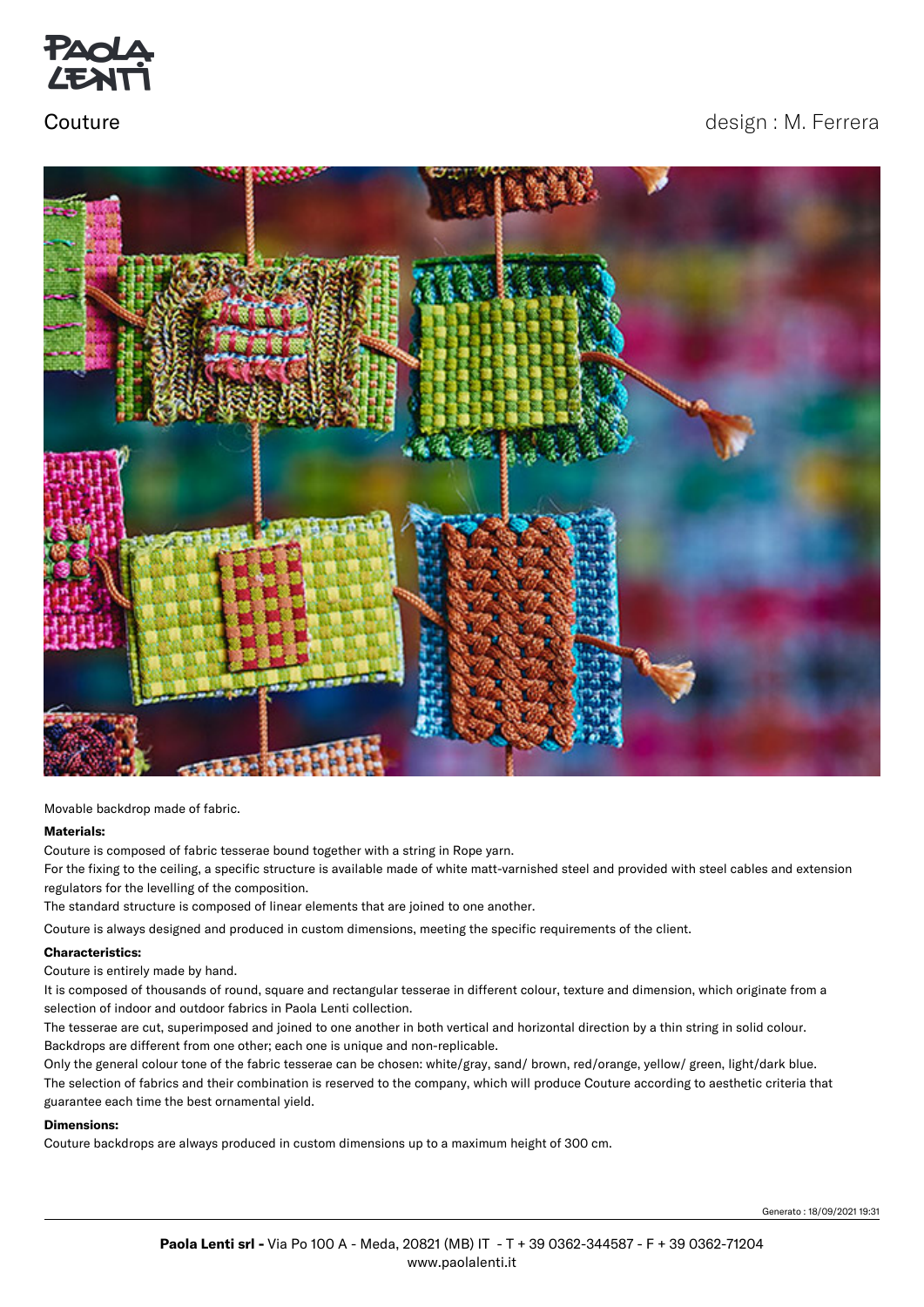# PAOLA LENTI

## Couture

design : M. Ferrera

Movable backdrop made of fabric.

**Materials:**

Couture is composed of fabric tesserae bound together with a string in Rope yarn.

For the fixing to the ceiling, a specific structure is available made of white matt-varnished steel and provided with steel cables and extension regulators for the levelling of the composition.

The standard structure is composed of linear elements that are joined to one another.

Couture is always designed and produced in custom dimensions, meeting the specific requirements of the client.

**Characteristics:**

Couture is entirely made by hand.

It is composed of thousands of round, square and rectangular tesserae in different colour, texture and dimension, which originate from a selection of indoor and outdoor fabrics in Paola Lenti collection.

The tesserae are cut, superimposed and joined to one another in both vertical and horizontal direction by a thin string in solid colour.

Backdrops are different from one other; each one is unique and non-replicable.

Only the general colour tone of the fabric tesserae can be chosen: white/gray, sand/ brown, red/orange, yellow/ green, light/dark blue.

The selection of fabrics and their combination is reserved to the company, which will produce Couture according to aesthetic criteria that guarantee each time the best ornamental yield.

**Dimensions:**

Couture backdrops are always produced in custom dimensions up to a maximum height of 300 cm.

Generato : 18/09/2021 19:31

**Paola Lenti srl -** Via Po 100 A - Meda, 20821 (MB) IT - T + 39 0362-344587 - F + 39 0362-71204
www.paolalenti.it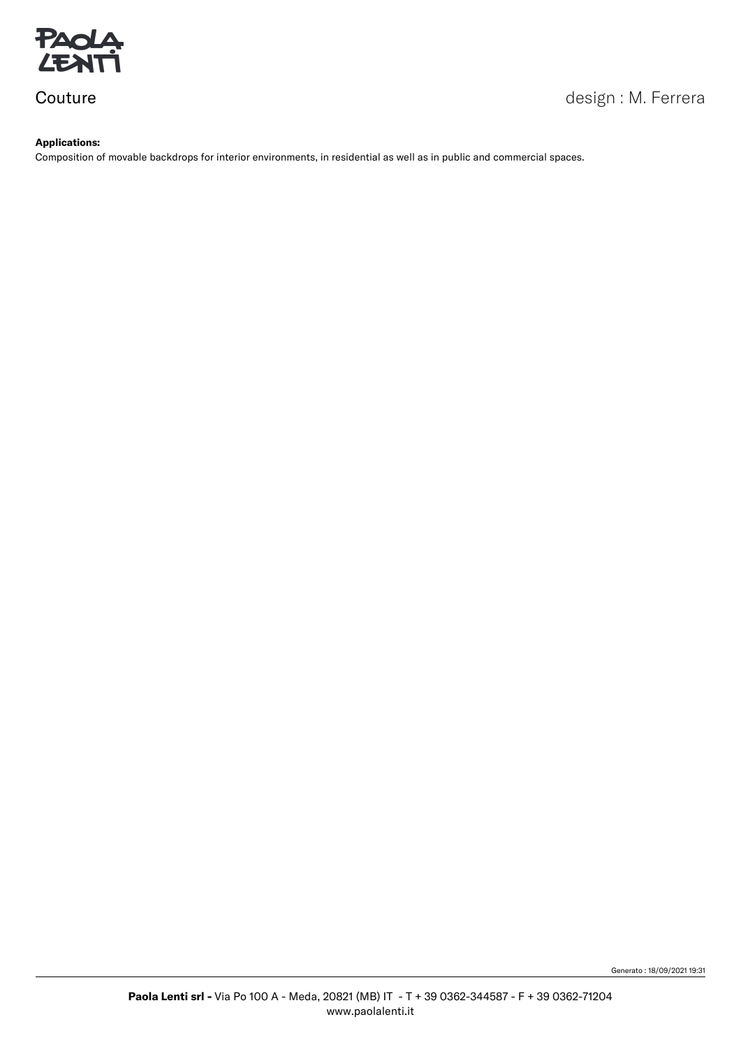Couture

design : M. Ferrera

**Applications:**

Composition of movable backdrops for interior environments, in residential as well as in public and commercial spaces.